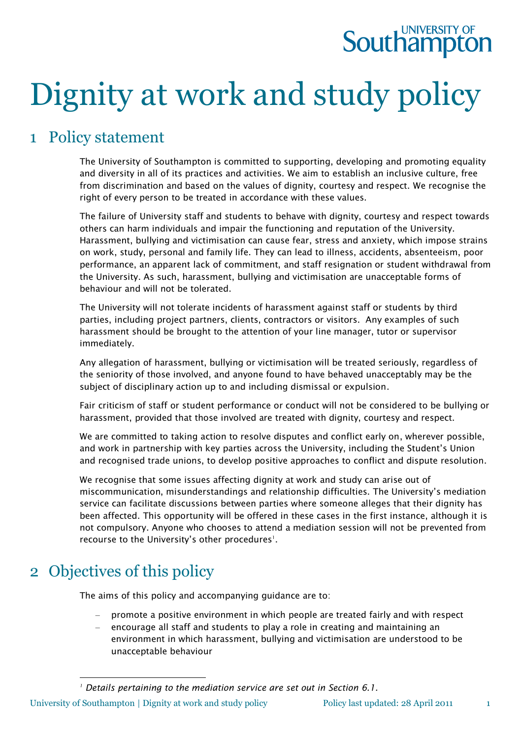# Dignity at work and study policy

## 1 Policy statement

The University of Southampton is committed to supporting, developing and promoting equality and diversity in all of its practices and activities. We aim to establish an inclusive culture, free from discrimination and based on the values of dignity, courtesy and respect. We recognise the right of every person to be treated in accordance with these values.

The failure of University staff and students to behave with dignity, courtesy and respect towards others can harm individuals and impair the functioning and reputation of the University. Harassment, bullying and victimisation can cause fear, stress and anxiety, which impose strains on work, study, personal and family life. They can lead to illness, accidents, absenteeism, poor performance, an apparent lack of commitment, and staff resignation or student withdrawal from the University. As such, harassment, bullying and victimisation are unacceptable forms of behaviour and will not be tolerated.

The University will not tolerate incidents of harassment against staff or students by third parties, including project partners, clients, contractors or visitors. Any examples of such harassment should be brought to the attention of your line manager, tutor or supervisor immediately.

Any allegation of harassment, bullying or victimisation will be treated seriously, regardless of the seniority of those involved, and anyone found to have behaved unacceptably may be the subject of disciplinary action up to and including dismissal or expulsion.

Fair criticism of staff or student performance or conduct will not be considered to be bullying or harassment, provided that those involved are treated with dignity, courtesy and respect.

We are committed to taking action to resolve disputes and conflict early on, wherever possible, and work in partnership with key parties across the University, including the Student's Union and recognised trade unions, to develop positive approaches to conflict and dispute resolution.

We recognise that some issues affecting dignity at work and study can arise out of miscommunication, misunderstandings and relationship difficulties. The University's mediation service can facilitate discussions between parties where someone alleges that their dignity has been affected. This opportunity will be offered in these cases in the first instance, although it is not compulsory. Anyone who chooses to attend a mediation session will not be prevented from recourse to the University's other procedures[1].

## 2 Objectives of this policy

The aims of this policy and accompanying guidance are to:

- promote a positive environment in which people are treated fairly and with respect
- encourage all staff and students to play a role in creating and maintaining an environment in which harassment, bullying and victimisation are understood to be unacceptable behaviour

[1] *Details pertaining to the mediation service are set out in Section 6.1.*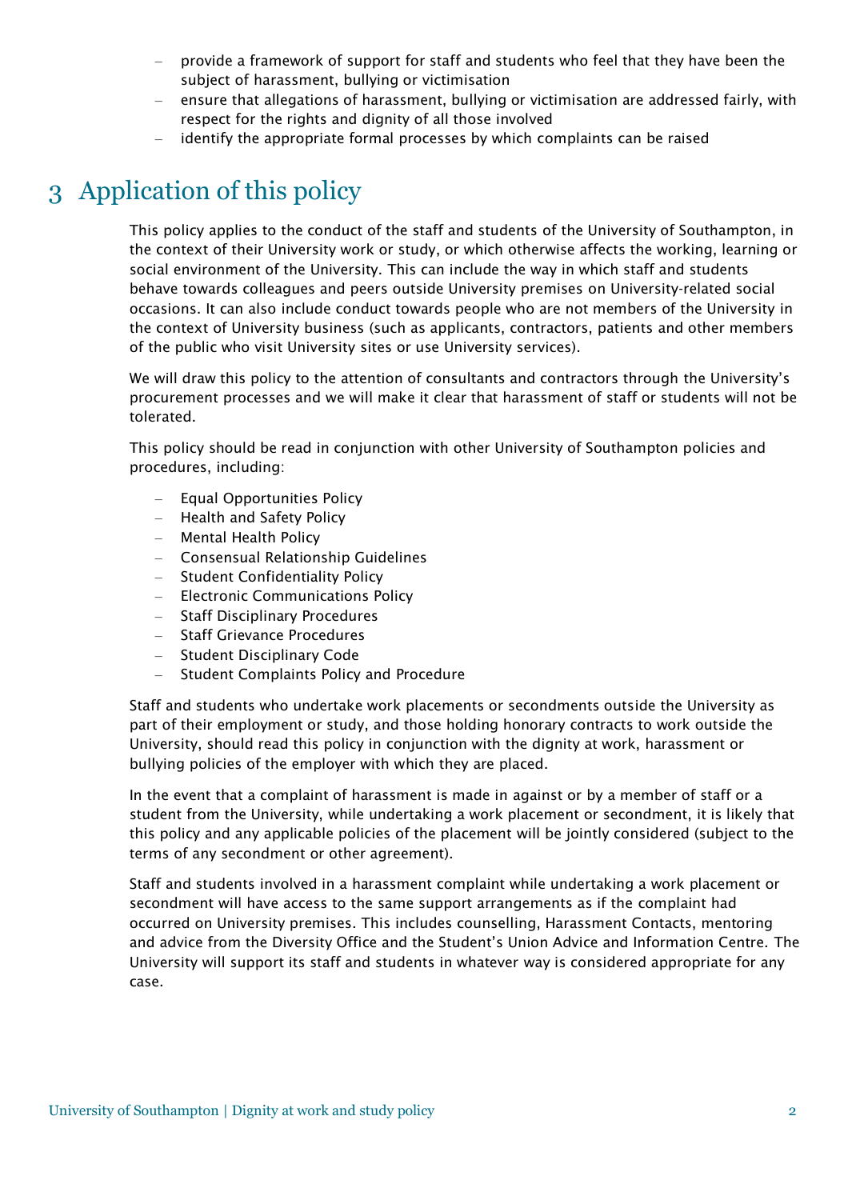- provide a framework of support for staff and students who feel that they have been the subject of harassment, bullying or victimisation
- ensure that allegations of harassment, bullying or victimisation are addressed fairly, with respect for the rights and dignity of all those involved
- identify the appropriate formal processes by which complaints can be raised

# 3 Application of this policy

This policy applies to the conduct of the staff and students of the University of Southampton, in the context of their University work or study, or which otherwise affects the working, learning or social environment of the University. This can include the way in which staff and students behave towards colleagues and peers outside University premises on University-related social occasions. It can also include conduct towards people who are not members of the University in the context of University business (such as applicants, contractors, patients and other members of the public who visit University sites or use University services).

We will draw this policy to the attention of consultants and contractors through the University's procurement processes and we will make it clear that harassment of staff or students will not be tolerated.

This policy should be read in conjunction with other University of Southampton policies and procedures, including:

- Equal Opportunities Policy
- Health and Safety Policy
- Mental Health Policy
- Consensual Relationship Guidelines
- Student Confidentiality Policy
- Electronic Communications Policy
- Staff Disciplinary Procedures
- Staff Grievance Procedures
- Student Disciplinary Code
- Student Complaints Policy and Procedure

Staff and students who undertake work placements or secondments outside the University as part of their employment or study, and those holding honorary contracts to work outside the University, should read this policy in conjunction with the dignity at work, harassment or bullying policies of the employer with which they are placed.

In the event that a complaint of harassment is made in against or by a member of staff or a student from the University, while undertaking a work placement or secondment, it is likely that this policy and any applicable policies of the placement will be jointly considered (subject to the terms of any secondment or other agreement).

Staff and students involved in a harassment complaint while undertaking a work placement or secondment will have access to the same support arrangements as if the complaint had occurred on University premises. This includes counselling, Harassment Contacts, mentoring and advice from the Diversity Office and the Student's Union Advice and Information Centre. The University will support its staff and students in whatever way is considered appropriate for any case.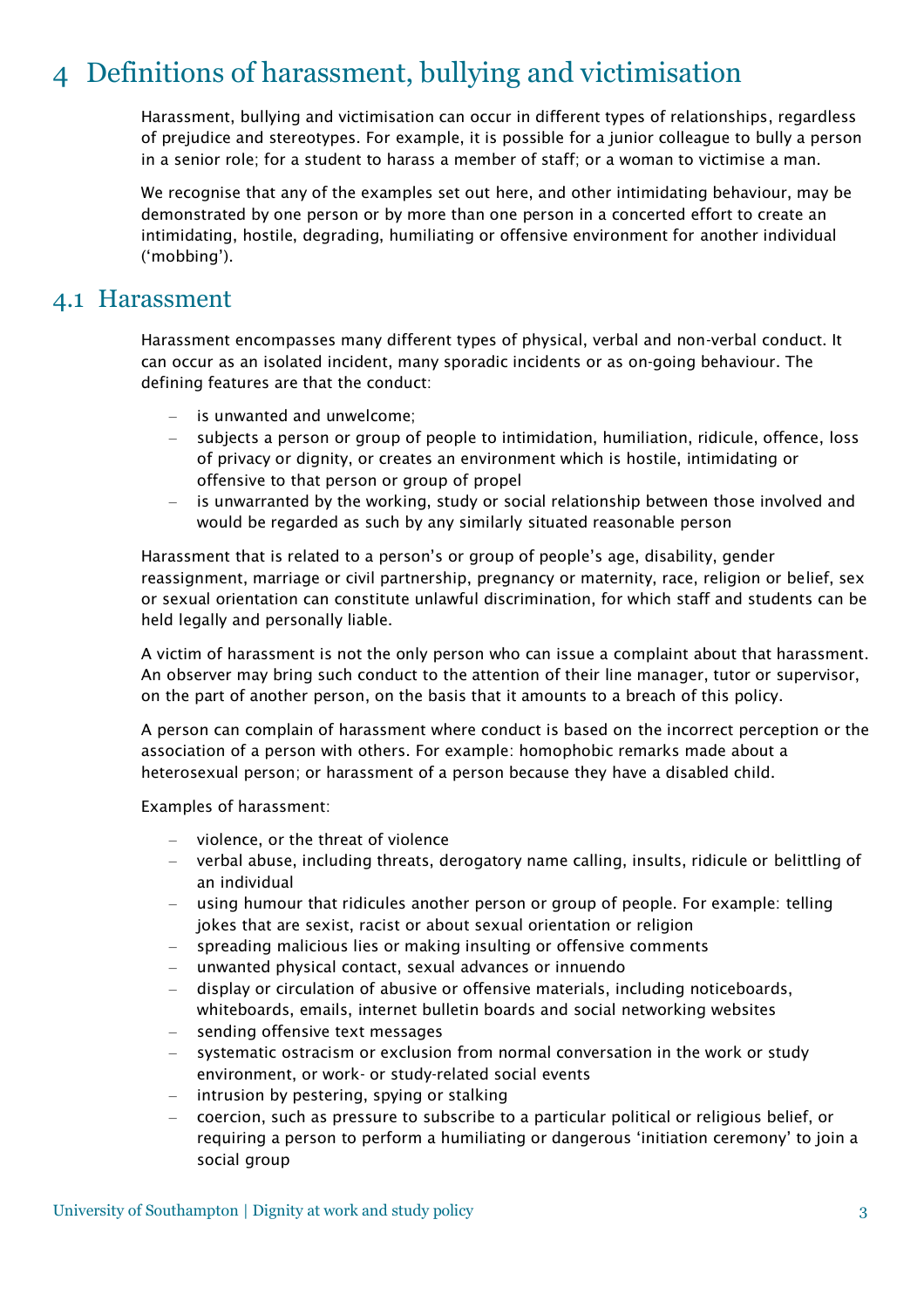# 4 Definitions of harassment, bullying and victimisation

Harassment, bullying and victimisation can occur in different types of relationships, regardless of prejudice and stereotypes. For example, it is possible for a junior colleague to bully a person in a senior role; for a student to harass a member of staff; or a woman to victimise a man.

We recognise that any of the examples set out here, and other intimidating behaviour, may be demonstrated by one person or by more than one person in a concerted effort to create an intimidating, hostile, degrading, humiliating or offensive environment for another individual ('mobbing').

## 4.1 Harassment

Harassment encompasses many different types of physical, verbal and non-verbal conduct. It can occur as an isolated incident, many sporadic incidents or as on-going behaviour. The defining features are that the conduct:

- is unwanted and unwelcome;
- subjects a person or group of people to intimidation, humiliation, ridicule, offence, loss of privacy or dignity, or creates an environment which is hostile, intimidating or offensive to that person or group of propel
- is unwarranted by the working, study or social relationship between those involved and would be regarded as such by any similarly situated reasonable person

Harassment that is related to a person's or group of people's age, disability, gender reassignment, marriage or civil partnership, pregnancy or maternity, race, religion or belief, sex or sexual orientation can constitute unlawful discrimination, for which staff and students can be held legally and personally liable.

A victim of harassment is not the only person who can issue a complaint about that harassment. An observer may bring such conduct to the attention of their line manager, tutor or supervisor, on the part of another person, on the basis that it amounts to a breach of this policy.

A person can complain of harassment where conduct is based on the incorrect perception or the association of a person with others. For example: homophobic remarks made about a heterosexual person; or harassment of a person because they have a disabled child.

Examples of harassment:

- violence, or the threat of violence
- verbal abuse, including threats, derogatory name calling, insults, ridicule or belittling of an individual
- using humour that ridicules another person or group of people. For example: telling jokes that are sexist, racist or about sexual orientation or religion
- spreading malicious lies or making insulting or offensive comments
- unwanted physical contact, sexual advances or innuendo
- display or circulation of abusive or offensive materials, including noticeboards, whiteboards, emails, internet bulletin boards and social networking websites
- sending offensive text messages
- systematic ostracism or exclusion from normal conversation in the work or study environment, or work- or study-related social events
- intrusion by pestering, spying or stalking
- coercion, such as pressure to subscribe to a particular political or religious belief, or requiring a person to perform a humiliating or dangerous 'initiation ceremony' to join a social group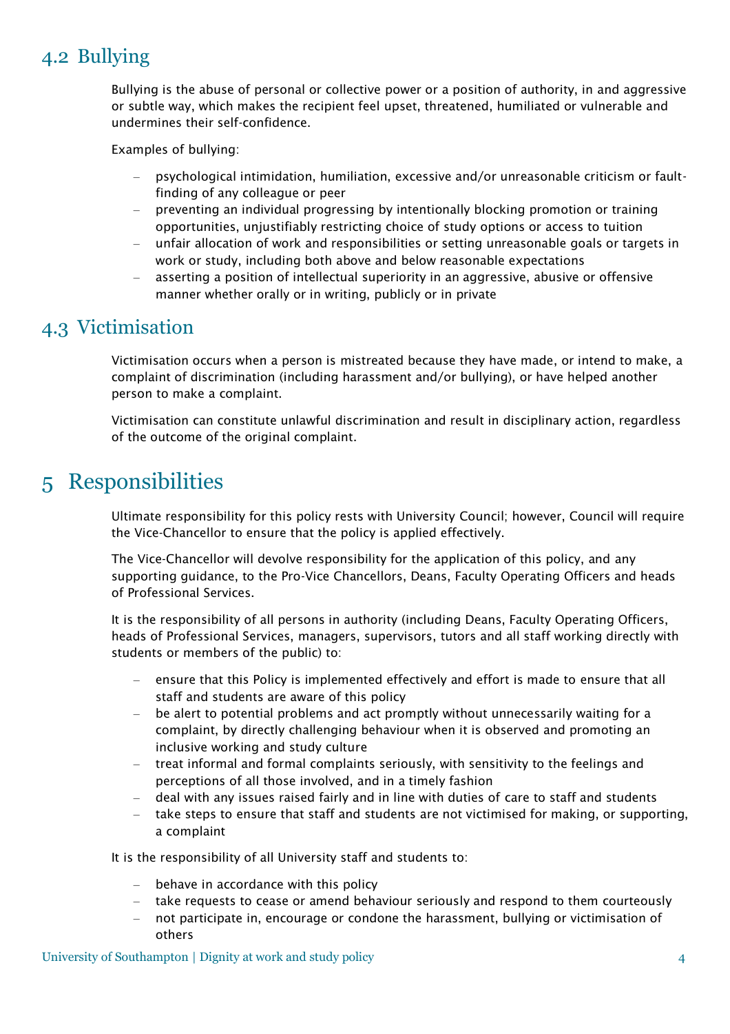## 4.2 Bullying

Bullying is the abuse of personal or collective power or a position of authority, in and aggressive or subtle way, which makes the recipient feel upset, threatened, humiliated or vulnerable and undermines their self-confidence.

Examples of bullying:

- psychological intimidation, humiliation, excessive and/or unreasonable criticism or fault-finding of any colleague or peer
- preventing an individual progressing by intentionally blocking promotion or training opportunities, unjustifiably restricting choice of study options or access to tuition
- unfair allocation of work and responsibilities or setting unreasonable goals or targets in work or study, including both above and below reasonable expectations
- asserting a position of intellectual superiority in an aggressive, abusive or offensive manner whether orally or in writing, publicly or in private

## 4.3 Victimisation

Victimisation occurs when a person is mistreated because they have made, or intend to make, a complaint of discrimination (including harassment and/or bullying), or have helped another person to make a complaint.

Victimisation can constitute unlawful discrimination and result in disciplinary action, regardless of the outcome of the original complaint.

# 5 Responsibilities

Ultimate responsibility for this policy rests with University Council; however, Council will require the Vice-Chancellor to ensure that the policy is applied effectively.

The Vice-Chancellor will devolve responsibility for the application of this policy, and any supporting guidance, to the Pro-Vice Chancellors, Deans, Faculty Operating Officers and heads of Professional Services.

It is the responsibility of all persons in authority (including Deans, Faculty Operating Officers, heads of Professional Services, managers, supervisors, tutors and all staff working directly with students or members of the public) to:

- ensure that this Policy is implemented effectively and effort is made to ensure that all staff and students are aware of this policy
- be alert to potential problems and act promptly without unnecessarily waiting for a complaint, by directly challenging behaviour when it is observed and promoting an inclusive working and study culture
- treat informal and formal complaints seriously, with sensitivity to the feelings and perceptions of all those involved, and in a timely fashion
- deal with any issues raised fairly and in line with duties of care to staff and students
- take steps to ensure that staff and students are not victimised for making, or supporting, a complaint

It is the responsibility of all University staff and students to:

- behave in accordance with this policy
- take requests to cease or amend behaviour seriously and respond to them courteously
- not participate in, encourage or condone the harassment, bullying or victimisation of others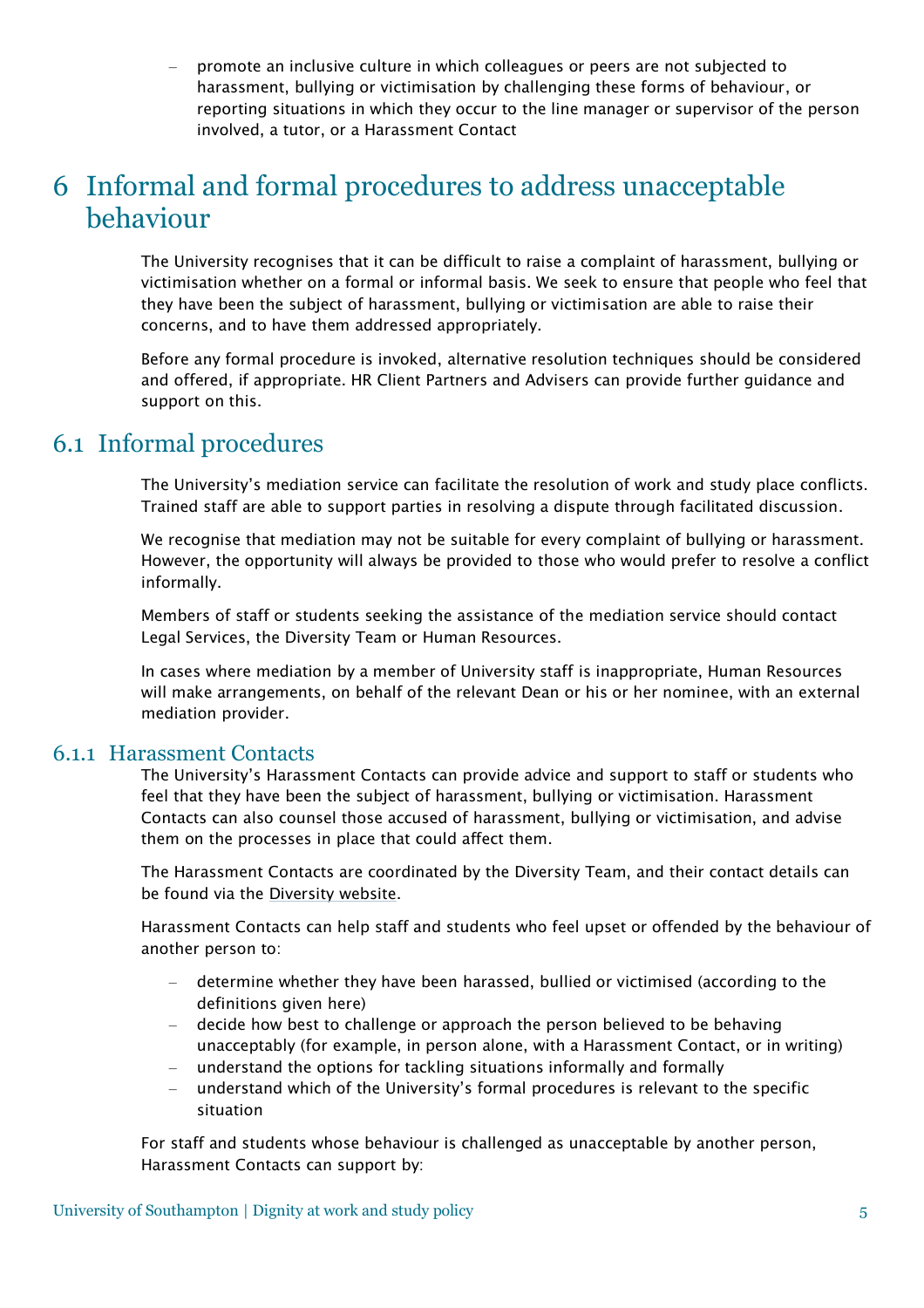- promote an inclusive culture in which colleagues or peers are not subjected to harassment, bullying or victimisation by challenging these forms of behaviour, or reporting situations in which they occur to the line manager or supervisor of the person involved, a tutor, or a Harassment Contact

# 6 Informal and formal procedures to address unacceptable behaviour

The University recognises that it can be difficult to raise a complaint of harassment, bullying or victimisation whether on a formal or informal basis. We seek to ensure that people who feel that they have been the subject of harassment, bullying or victimisation are able to raise their concerns, and to have them addressed appropriately.

Before any formal procedure is invoked, alternative resolution techniques should be considered and offered, if appropriate. HR Client Partners and Advisers can provide further guidance and support on this.

## 6.1 Informal procedures

The University's mediation service can facilitate the resolution of work and study place conflicts. Trained staff are able to support parties in resolving a dispute through facilitated discussion.

We recognise that mediation may not be suitable for every complaint of bullying or harassment. However, the opportunity will always be provided to those who would prefer to resolve a conflict informally.

Members of staff or students seeking the assistance of the mediation service should contact Legal Services, the Diversity Team or Human Resources.

In cases where mediation by a member of University staff is inappropriate, Human Resources will make arrangements, on behalf of the relevant Dean or his or her nominee, with an external mediation provider.

### 6.1.1 Harassment Contacts

The University's Harassment Contacts can provide advice and support to staff or students who feel that they have been the subject of harassment, bullying or victimisation. Harassment Contacts can also counsel those accused of harassment, bullying or victimisation, and advise them on the processes in place that could affect them.

The Harassment Contacts are coordinated by the Diversity Team, and their contact details can be found via the Diversity website.

Harassment Contacts can help staff and students who feel upset or offended by the behaviour of another person to:

- determine whether they have been harassed, bullied or victimised (according to the definitions given here)
- decide how best to challenge or approach the person believed to be behaving unacceptably (for example, in person alone, with a Harassment Contact, or in writing)
- understand the options for tackling situations informally and formally
- understand which of the University's formal procedures is relevant to the specific situation

For staff and students whose behaviour is challenged as unacceptable by another person, Harassment Contacts can support by: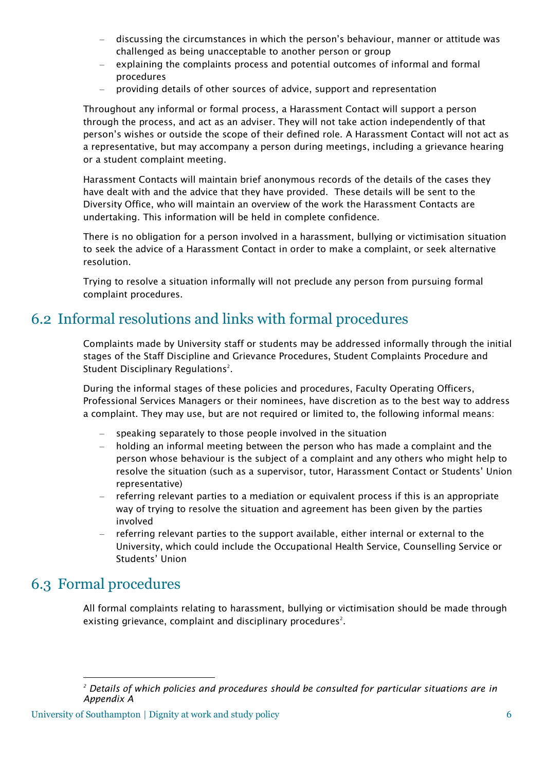- discussing the circumstances in which the person's behaviour, manner or attitude was challenged as being unacceptable to another person or group
- explaining the complaints process and potential outcomes of informal and formal procedures
- providing details of other sources of advice, support and representation

Throughout any informal or formal process, a Harassment Contact will support a person through the process, and act as an adviser. They will not take action independently of that person's wishes or outside the scope of their defined role. A Harassment Contact will not act as a representative, but may accompany a person during meetings, including a grievance hearing or a student complaint meeting.

Harassment Contacts will maintain brief anonymous records of the details of the cases they have dealt with and the advice that they have provided. These details will be sent to the Diversity Office, who will maintain an overview of the work the Harassment Contacts are undertaking. This information will be held in complete confidence.

There is no obligation for a person involved in a harassment, bullying or victimisation situation to seek the advice of a Harassment Contact in order to make a complaint, or seek alternative resolution.

Trying to resolve a situation informally will not preclude any person from pursuing formal complaint procedures.

## 6.2 Informal resolutions and links with formal procedures

Complaints made by University staff or students may be addressed informally through the initial stages of the Staff Discipline and Grievance Procedures, Student Complaints Procedure and Student Disciplinary Regulations[2].

During the informal stages of these policies and procedures, Faculty Operating Officers, Professional Services Managers or their nominees, have discretion as to the best way to address a complaint. They may use, but are not required or limited to, the following informal means:

- speaking separately to those people involved in the situation
- holding an informal meeting between the person who has made a complaint and the person whose behaviour is the subject of a complaint and any others who might help to resolve the situation (such as a supervisor, tutor, Harassment Contact or Students' Union representative)
- referring relevant parties to a mediation or equivalent process if this is an appropriate way of trying to resolve the situation and agreement has been given by the parties involved
- referring relevant parties to the support available, either internal or external to the University, which could include the Occupational Health Service, Counselling Service or Students' Union

## 6.3 Formal procedures

All formal complaints relating to harassment, bullying or victimisation should be made through existing grievance, complaint and disciplinary procedures[2].

---

[2] *Details of which policies and procedures should be consulted for particular situations are in Appendix A*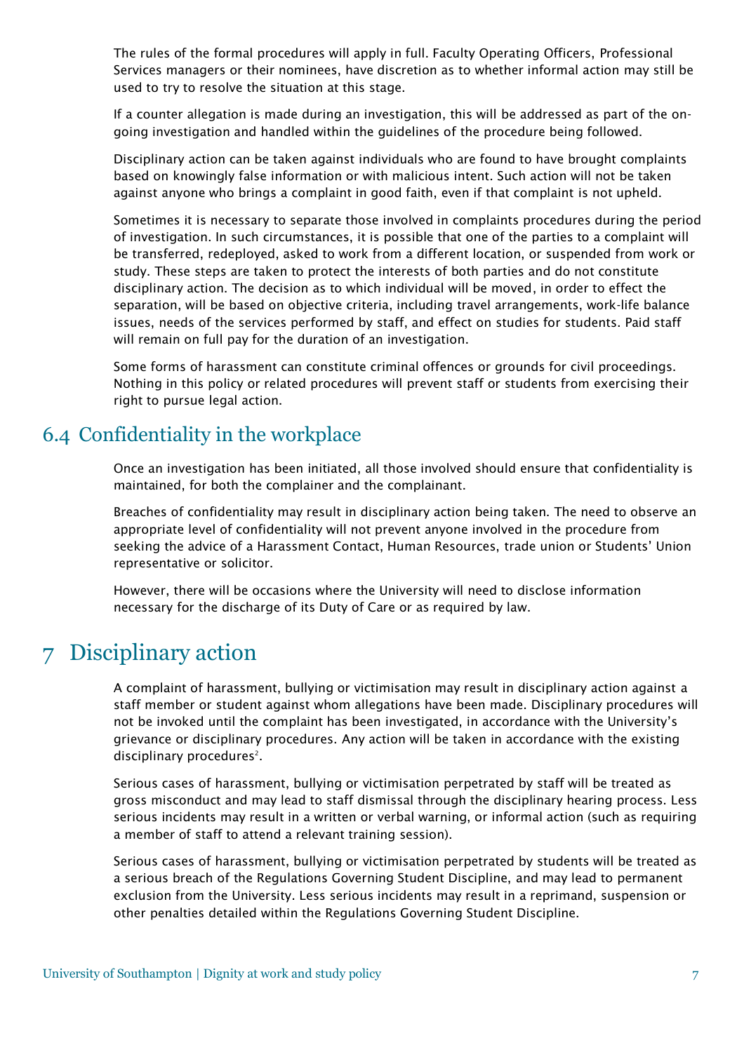The rules of the formal procedures will apply in full. Faculty Operating Officers, Professional Services managers or their nominees, have discretion as to whether informal action may still be used to try to resolve the situation at this stage.

If a counter allegation is made during an investigation, this will be addressed as part of the on-going investigation and handled within the guidelines of the procedure being followed.

Disciplinary action can be taken against individuals who are found to have brought complaints based on knowingly false information or with malicious intent. Such action will not be taken against anyone who brings a complaint in good faith, even if that complaint is not upheld.

Sometimes it is necessary to separate those involved in complaints procedures during the period of investigation. In such circumstances, it is possible that one of the parties to a complaint will be transferred, redeployed, asked to work from a different location, or suspended from work or study. These steps are taken to protect the interests of both parties and do not constitute disciplinary action. The decision as to which individual will be moved, in order to effect the separation, will be based on objective criteria, including travel arrangements, work-life balance issues, needs of the services performed by staff, and effect on studies for students. Paid staff will remain on full pay for the duration of an investigation.

Some forms of harassment can constitute criminal offences or grounds for civil proceedings. Nothing in this policy or related procedures will prevent staff or students from exercising their right to pursue legal action.

## 6.4 Confidentiality in the workplace

Once an investigation has been initiated, all those involved should ensure that confidentiality is maintained, for both the complainer and the complainant.

Breaches of confidentiality may result in disciplinary action being taken. The need to observe an appropriate level of confidentiality will not prevent anyone involved in the procedure from seeking the advice of a Harassment Contact, Human Resources, trade union or Students' Union representative or solicitor.

However, there will be occasions where the University will need to disclose information necessary for the discharge of its Duty of Care or as required by law.

# 7 Disciplinary action

A complaint of harassment, bullying or victimisation may result in disciplinary action against a staff member or student against whom allegations have been made. Disciplinary procedures will not be invoked until the complaint has been investigated, in accordance with the University's grievance or disciplinary procedures. Any action will be taken in accordance with the existing disciplinary procedures[2].

Serious cases of harassment, bullying or victimisation perpetrated by staff will be treated as gross misconduct and may lead to staff dismissal through the disciplinary hearing process. Less serious incidents may result in a written or verbal warning, or informal action (such as requiring a member of staff to attend a relevant training session).

Serious cases of harassment, bullying or victimisation perpetrated by students will be treated as a serious breach of the Regulations Governing Student Discipline, and may lead to permanent exclusion from the University. Less serious incidents may result in a reprimand, suspension or other penalties detailed within the Regulations Governing Student Discipline.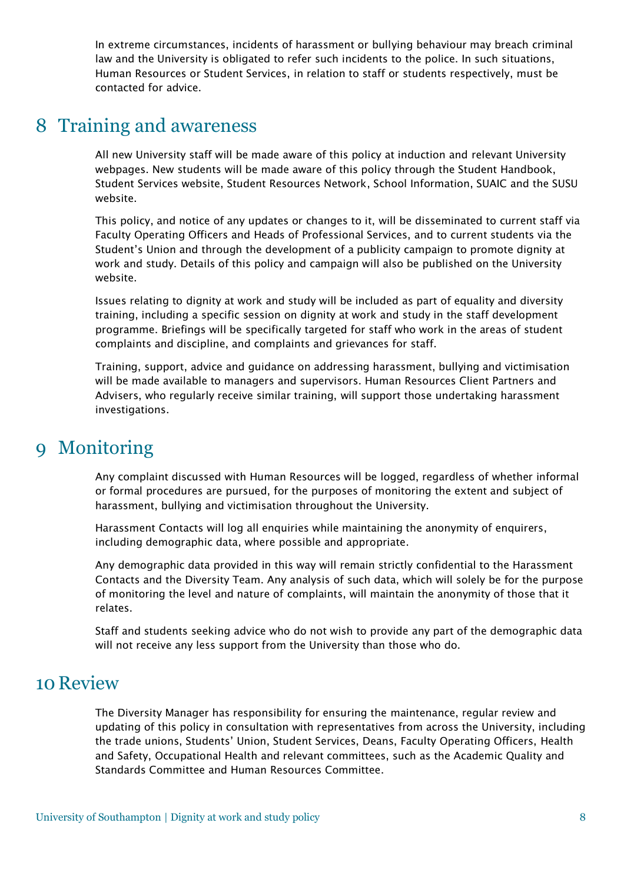In extreme circumstances, incidents of harassment or bullying behaviour may breach criminal law and the University is obligated to refer such incidents to the police. In such situations, Human Resources or Student Services, in relation to staff or students respectively, must be contacted for advice.

# 8 Training and awareness

All new University staff will be made aware of this policy at induction and relevant University webpages. New students will be made aware of this policy through the Student Handbook, Student Services website, Student Resources Network, School Information, SUAIC and the SUSU website.

This policy, and notice of any updates or changes to it, will be disseminated to current staff via Faculty Operating Officers and Heads of Professional Services, and to current students via the Student's Union and through the development of a publicity campaign to promote dignity at work and study. Details of this policy and campaign will also be published on the University website.

Issues relating to dignity at work and study will be included as part of equality and diversity training, including a specific session on dignity at work and study in the staff development programme. Briefings will be specifically targeted for staff who work in the areas of student complaints and discipline, and complaints and grievances for staff.

Training, support, advice and guidance on addressing harassment, bullying and victimisation will be made available to managers and supervisors. Human Resources Client Partners and Advisers, who regularly receive similar training, will support those undertaking harassment investigations.

# 9 Monitoring

Any complaint discussed with Human Resources will be logged, regardless of whether informal or formal procedures are pursued, for the purposes of monitoring the extent and subject of harassment, bullying and victimisation throughout the University.

Harassment Contacts will log all enquiries while maintaining the anonymity of enquirers, including demographic data, where possible and appropriate.

Any demographic data provided in this way will remain strictly confidential to the Harassment Contacts and the Diversity Team. Any analysis of such data, which will solely be for the purpose of monitoring the level and nature of complaints, will maintain the anonymity of those that it relates.

Staff and students seeking advice who do not wish to provide any part of the demographic data will not receive any less support from the University than those who do.

# 10 Review

The Diversity Manager has responsibility for ensuring the maintenance, regular review and updating of this policy in consultation with representatives from across the University, including the trade unions, Students' Union, Student Services, Deans, Faculty Operating Officers, Health and Safety, Occupational Health and relevant committees, such as the Academic Quality and Standards Committee and Human Resources Committee.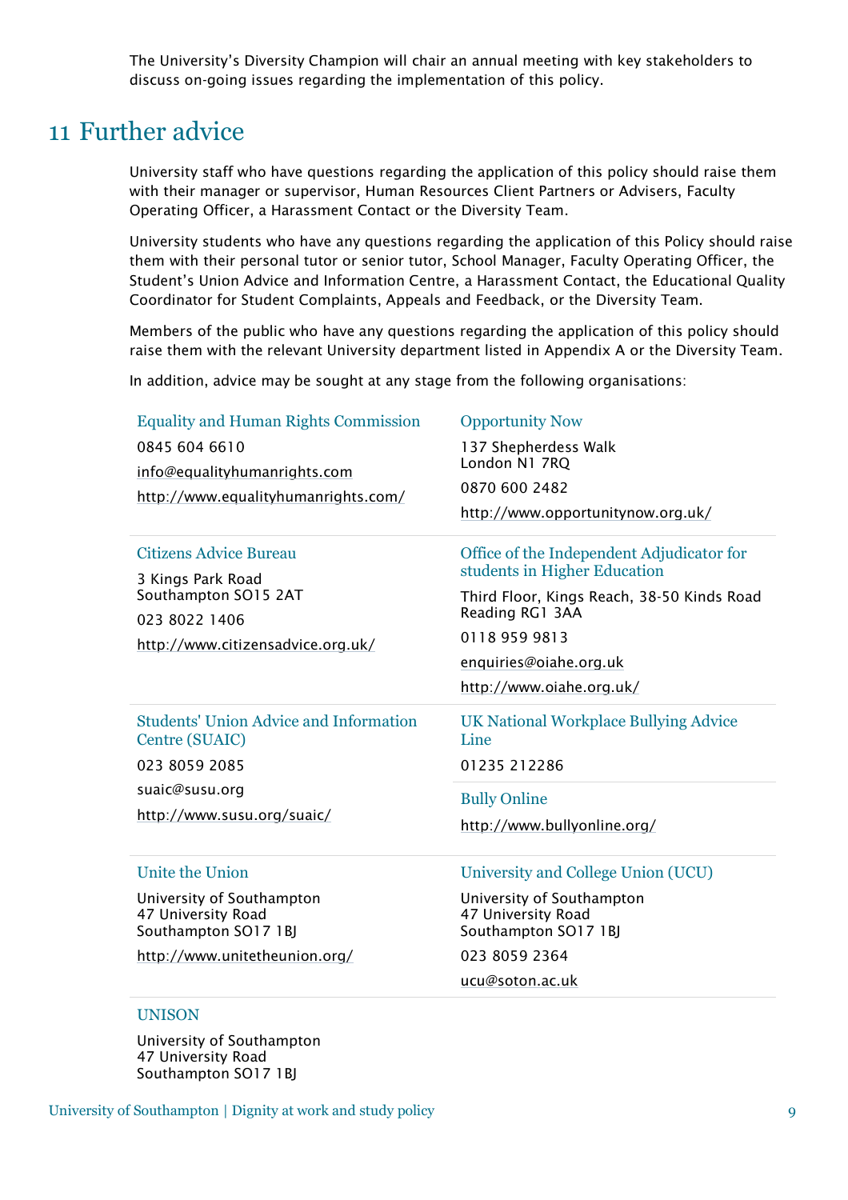The University's Diversity Champion will chair an annual meeting with key stakeholders to discuss on-going issues regarding the implementation of this policy.

# 11 Further advice

University staff who have questions regarding the application of this policy should raise them with their manager or supervisor, Human Resources Client Partners or Advisers, Faculty Operating Officer, a Harassment Contact or the Diversity Team.

University students who have any questions regarding the application of this Policy should raise them with their personal tutor or senior tutor, School Manager, Faculty Operating Officer, the Student's Union Advice and Information Centre, a Harassment Contact, the Educational Quality Coordinator for Student Complaints, Appeals and Feedback, or the Diversity Team.

Members of the public who have any questions regarding the application of this policy should raise them with the relevant University department listed in Appendix A or the Diversity Team.

In addition, advice may be sought at any stage from the following organisations:

### Equality and Human Rights Commission

0845 604 6610

info@equalityhumanrights.com

http://www.equalityhumanrights.com/

### Opportunity Now

137 Shepherdess Walk
London N1 7RQ

0870 600 2482

http://www.opportunitynow.org.uk/

### Citizens Advice Bureau

3 Kings Park Road
Southampton SO15 2AT

023 8022 1406

http://www.citizensadvice.org.uk/

### Office of the Independent Adjudicator for students in Higher Education

Third Floor, Kings Reach, 38-50 Kinds Road
Reading RG1 3AA

0118 959 9813

enquiries@oiahe.org.uk

http://www.oiahe.org.uk/

### Students' Union Advice and Information Centre (SUAIC)

023 8059 2085

suaic@susu.org

http://www.susu.org/suaic/

### UK National Workplace Bullying Advice Line

01235 212286

### Bully Online

http://www.bullyonline.org/

### Unite the Union

University of Southampton
47 University Road
Southampton SO17 1BJ

http://www.unitetheunion.org/

### University and College Union (UCU)

University of Southampton
47 University Road
Southampton SO17 1BJ

023 8059 2364

ucu@soton.ac.uk

### UNISON

University of Southampton
47 University Road
Southampton SO17 1BJ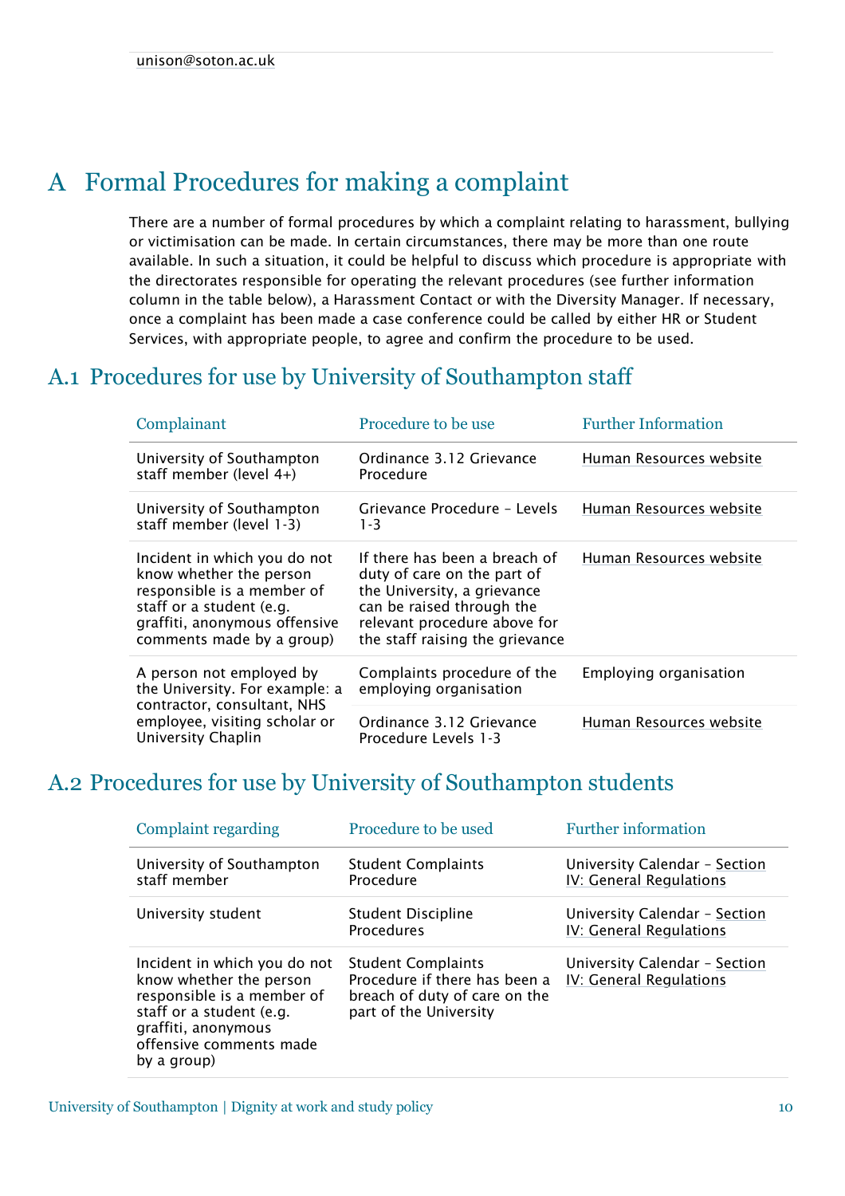unison@soton.ac.uk

# A Formal Procedures for making a complaint

There are a number of formal procedures by which a complaint relating to harassment, bullying or victimisation can be made. In certain circumstances, there may be more than one route available. In such a situation, it could be helpful to discuss which procedure is appropriate with the directorates responsible for operating the relevant procedures (see further information column in the table below), a Harassment Contact or with the Diversity Manager. If necessary, once a complaint has been made a case conference could be called by either HR or Student Services, with appropriate people, to agree and confirm the procedure to be used.

## A.1 Procedures for use by University of Southampton staff

| Complainant | Procedure to be use | Further Information |
|---|---|---|
| University of Southampton staff member (level 4+) | Ordinance 3.12 Grievance Procedure | Human Resources website |
| University of Southampton staff member (level 1-3) | Grievance Procedure – Levels 1-3 | Human Resources website |
| Incident in which you do not know whether the person responsible is a member of staff or a student (e.g. graffiti, anonymous offensive comments made by a group) | If there has been a breach of duty of care on the part of the University, a grievance can be raised through the relevant procedure above for the staff raising the grievance | Human Resources website |
| A person not employed by the University. For example: a contractor, consultant, NHS employee, visiting scholar or University Chaplin | Complaints procedure of the employing organisation | Employing organisation |
| | Ordinance 3.12 Grievance Procedure Levels 1-3 | Human Resources website |

## A.2 Procedures for use by University of Southampton students

| Complaint regarding | Procedure to be used | Further information |
|---|---|---|
| University of Southampton staff member | Student Complaints Procedure | University Calendar – Section IV: General Regulations |
| University student | Student Discipline Procedures | University Calendar – Section IV: General Regulations |
| Incident in which you do not know whether the person responsible is a member of staff or a student (e.g. graffiti, anonymous offensive comments made by a group) | Student Complaints Procedure if there has been a breach of duty of care on the part of the University | University Calendar – Section IV: General Regulations |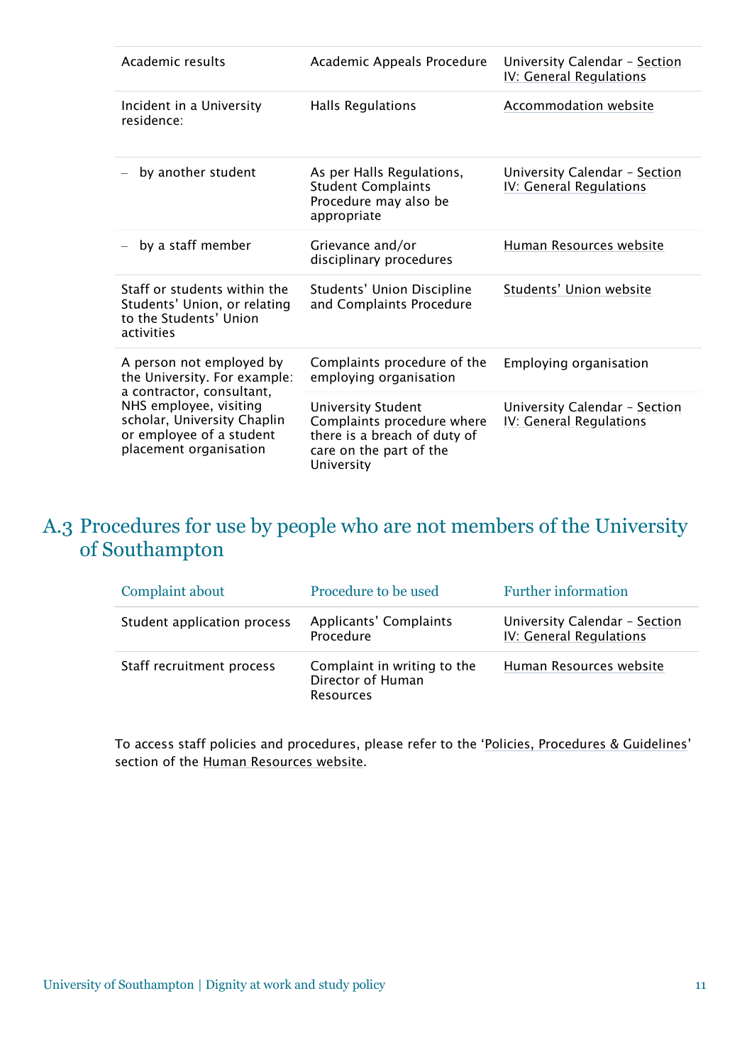| | | |
|---|---|---|
| Academic results | Academic Appeals Procedure | University Calendar – Section IV: General Regulations |
| Incident in a University residence: | Halls Regulations | Accommodation website |
| – by another student | As per Halls Regulations, Student Complaints Procedure may also be appropriate | University Calendar – Section IV: General Regulations |
| – by a staff member | Grievance and/or disciplinary procedures | Human Resources website |
| Staff or students within the Students' Union, or relating to the Students' Union activities | Students' Union Discipline and Complaints Procedure | Students' Union website |
| A person not employed by the University. For example: a contractor, consultant, NHS employee, visiting scholar, University Chaplin or employee of a student placement organisation | Complaints procedure of the employing organisation | Employing organisation |
| | University Student Complaints procedure where there is a breach of duty of care on the part of the University | University Calendar – Section IV: General Regulations |

## A.3 Procedures for use by people who are not members of the University of Southampton

| Complaint about | Procedure to be used | Further information |
|---|---|---|
| Student application process | Applicants' Complaints Procedure | University Calendar – Section IV: General Regulations |
| Staff recruitment process | Complaint in writing to the Director of Human Resources | Human Resources website |

To access staff policies and procedures, please refer to the 'Policies, Procedures & Guidelines' section of the Human Resources website.